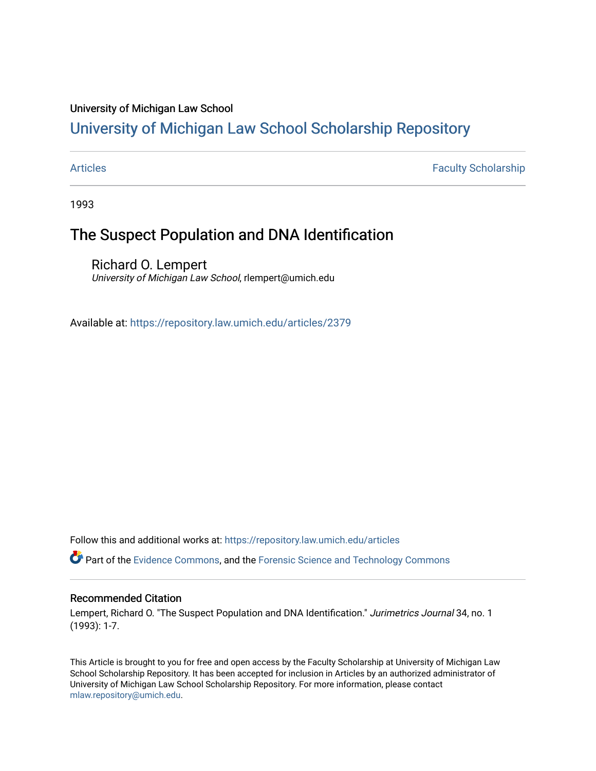University of Michigan Law School

# University of Michigan Law School Scholarship Repository

Articles | Faculty Scholarship

1993

## The Suspect Population and DNA Identification

Richard O. Lempert
*University of Michigan Law School*, rlempert@umich.edu

Available at: https://repository.law.umich.edu/articles/2379

Follow this and additional works at: https://repository.law.umich.edu/articles

Part of the Evidence Commons, and the Forensic Science and Technology Commons

### Recommended Citation

Lempert, Richard O. "The Suspect Population and DNA Identification." *Jurimetrics Journal* 34, no. 1 (1993): 1-7.

This Article is brought to you for free and open access by the Faculty Scholarship at University of Michigan Law School Scholarship Repository. It has been accepted for inclusion in Articles by an authorized administrator of University of Michigan Law School Scholarship Repository. For more information, please contact mlaw.repository@umich.edu.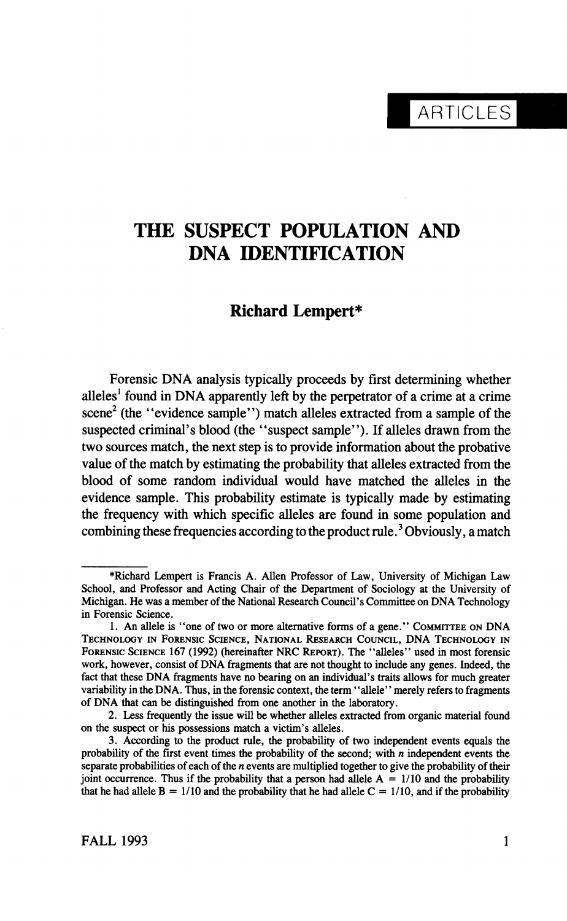ARTICLES

# THE SUSPECT POPULATION AND DNA IDENTIFICATION

## Richard Lempert*

Forensic DNA analysis typically proceeds by first determining whether alleles[1] found in DNA apparently left by the perpetrator of a crime at a crime scene[2] (the "evidence sample") match alleles extracted from a sample of the suspected criminal's blood (the "suspect sample"). If alleles drawn from the two sources match, the next step is to provide information about the probative value of the match by estimating the probability that alleles extracted from the blood of some random individual would have matched the alleles in the evidence sample. This probability estimate is typically made by estimating the frequency with which specific alleles are found in some population and combining these frequencies according to the product rule.[3] Obviously, a match

---

*Richard Lempert is Francis A. Allen Professor of Law, University of Michigan Law School, and Professor and Acting Chair of the Department of Sociology at the University of Michigan. He was a member of the National Research Council's Committee on DNA Technology in Forensic Science.

1. An allele is "one of two or more alternative forms of a gene." COMMITTEE ON DNA TECHNOLOGY IN FORENSIC SCIENCE, NATIONAL RESEARCH COUNCIL, DNA TECHNOLOGY IN FORENSIC SCIENCE 167 (1992) (hereinafter NRC REPORT). The "alleles" used in most forensic work, however, consist of DNA fragments that are not thought to include any genes. Indeed, the fact that these DNA fragments have no bearing on an individual's traits allows for much greater variability in the DNA. Thus, in the forensic context, the term "allele" merely refers to fragments of DNA that can be distinguished from one another in the laboratory.

2. Less frequently the issue will be whether alleles extracted from organic material found on the suspect or his possessions match a victim's alleles.

3. According to the product rule, the probability of two independent events equals the probability of the first event times the probability of the second; with $n$ independent events the separate probabilities of each of the $n$ events are multiplied together to give the probability of their joint occurrence. Thus if the probability that a person had allele A = 1/10 and the probability that he had allele B = 1/10 and the probability that he had allele C = 1/10, and if the probability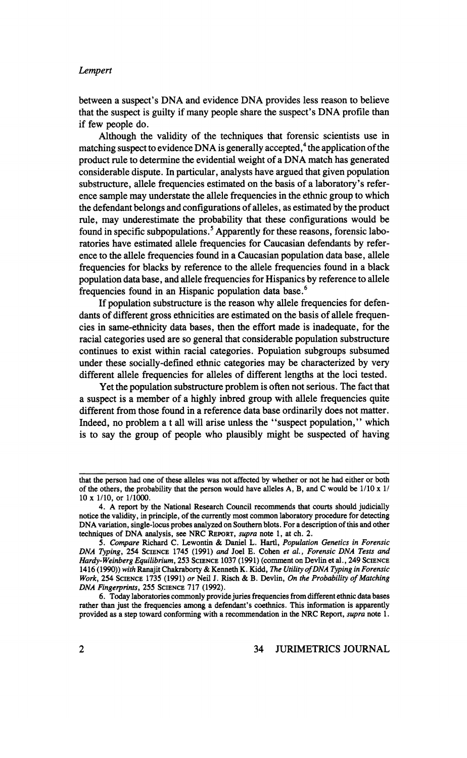between a suspect's DNA and evidence DNA provides less reason to believe that the suspect is guilty if many people share the suspect's DNA profile than if few people do.

Although the validity of the techniques that forensic scientists use in matching suspect to evidence DNA is generally accepted,[4] the application of the product rule to determine the evidential weight of a DNA match has generated considerable dispute. In particular, analysts have argued that given population substructure, allele frequencies estimated on the basis of a laboratory's reference sample may understate the allele frequencies in the ethnic group to which the defendant belongs and configurations of alleles, as estimated by the product rule, may underestimate the probability that these configurations would be found in specific subpopulations.[5] Apparently for these reasons, forensic laboratories have estimated allele frequencies for Caucasian defendants by reference to the allele frequencies found in a Caucasian population data base, allele frequencies for blacks by reference to the allele frequencies found in a black population data base, and allele frequencies for Hispanics by reference to allele frequencies found in an Hispanic population data base.[6]

If population substructure is the reason why allele frequencies for defendants of different gross ethnicities are estimated on the basis of allele frequencies in same-ethnicity data bases, then the effort made is inadequate, for the racial categories used are so general that considerable population substructure continues to exist within racial categories. Population subgroups subsumed under these socially-defined ethnic categories may be characterized by very different allele frequencies for alleles of different lengths at the loci tested.

Yet the population substructure problem is often not serious. The fact that a suspect is a member of a highly inbred group with allele frequencies quite different from those found in a reference data base ordinarily does not matter. Indeed, no problem a t all will arise unless the "suspect population," which is to say the group of people who plausibly might be suspected of having

---

that the person had one of these alleles was not affected by whether or not he had either or both of the others, the probability that the person would have alleles A, B, and C would be 1/10 x 1/10 x 1/10, or 1/1000.

4. A report by the National Research Council recommends that courts should judicially notice the validity, in principle, of the currently most common laboratory procedure for detecting DNA variation, single-locus probes analyzed on Southern blots. For a description of this and other techniques of DNA analysis, see NRC REPORT, *supra* note 1, at ch. 2.

5. *Compare* Richard C. Lewontin & Daniel L. Hartl, *Population Genetics in Forensic DNA Typing*, 254 SCIENCE 1745 (1991) *and* Joel E. Cohen *et al.*, *Forensic DNA Tests and Hardy-Weinberg Equilibrium*, 253 SCIENCE 1037 (1991) (comment on Devlin et al., 249 SCIENCE 1416 (1990)) *with* Ranajit Chakraborty & Kenneth K. Kidd, *The Utility of DNA Typing in Forensic Work*, 254 SCIENCE 1735 (1991) *or* Neil J. Risch & B. Devlin, *On the Probability of Matching DNA Fingerprints*, 255 SCIENCE 717 (1992).

6. Today laboratories commonly provide juries frequencies from different ethnic data bases rather than just the frequencies among a defendant's coethnics. This information is apparently provided as a step toward conforming with a recommendation in the NRC Report, *supra* note 1.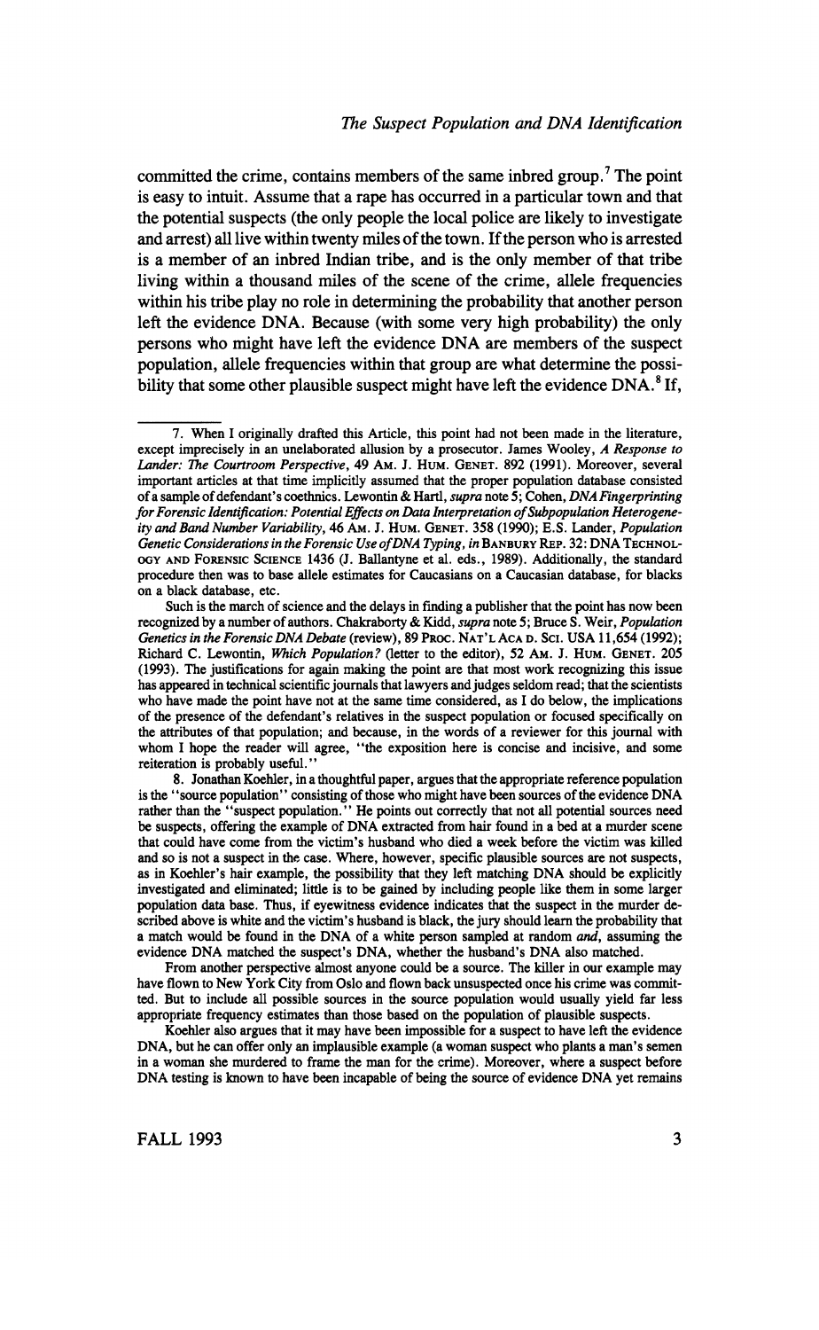committed the crime, contains members of the same inbred group.[7] The point is easy to intuit. Assume that a rape has occurred in a particular town and that the potential suspects (the only people the local police are likely to investigate and arrest) all live within twenty miles of the town. If the person who is arrested is a member of an inbred Indian tribe, and is the only member of that tribe living within a thousand miles of the scene of the crime, allele frequencies within his tribe play no role in determining the probability that another person left the evidence DNA. Because (with some very high probability) the only persons who might have left the evidence DNA are members of the suspect population, allele frequencies within that group are what determine the possibility that some other plausible suspect might have left the evidence DNA.[8] If,

---

7. When I originally drafted this Article, this point had not been made in the literature, except imprecisely in an unelaborated allusion by a prosecutor. James Wooley, *A Response to Lander: The Courtroom Perspective*, 49 AM. J. HUM. GENET. 892 (1991). Moreover, several important articles at that time implicitly assumed that the proper population database consisted of a sample of defendant's coethnics. Lewontin & Hartl, *supra* note 5; Cohen, *DNA Fingerprinting for Forensic Identification: Potential Effects on Data Interpretation of Subpopulation Heterogeneity and Band Number Variability*, 46 AM. J. HUM. GENET. 358 (1990); E.S. Lander, *Population Genetic Considerations in the Forensic Use of DNA Typing*, *in* BANBURY REP. 32: DNA TECHNOLOGY AND FORENSIC SCIENCE 1436 (J. Ballantyne et al. eds., 1989). Additionally, the standard procedure then was to base allele estimates for Caucasians on a Caucasian database, for blacks on a black database, etc.

Such is the march of science and the delays in finding a publisher that the point has now been recognized by a number of authors. Chakraborty & Kidd, *supra* note 5; Bruce S. Weir, *Population Genetics in the Forensic DNA Debate* (review), 89 PROC. NAT'L ACAD. SCI. USA 11,654 (1992); Richard C. Lewontin, *Which Population?* (letter to the editor), 52 AM. J. HUM. GENET. 205 (1993). The justifications for again making the point are that most work recognizing this issue has appeared in technical scientific journals that lawyers and judges seldom read; that the scientists who have made the point have not at the same time considered, as I do below, the implications of the presence of the defendant's relatives in the suspect population or focused specifically on the attributes of that population; and because, in the words of a reviewer for this journal with whom I hope the reader will agree, "the exposition here is concise and incisive, and some reiteration is probably useful."

8. Jonathan Koehler, in a thoughtful paper, argues that the appropriate reference population is the "source population" consisting of those who might have been sources of the evidence DNA rather than the "suspect population." He points out correctly that not all potential sources need be suspects, offering the example of DNA extracted from hair found in a bed at a murder scene that could have come from the victim's husband who died a week before the victim was killed and so is not a suspect in the case. Where, however, specific plausible sources are not suspects, as in Koehler's hair example, the possibility that they left matching DNA should be explicitly investigated and eliminated; little is to be gained by including people like them in some larger population data base. Thus, if eyewitness evidence indicates that the suspect in the murder described above is white and the victim's husband is black, the jury should learn the probability that a match would be found in the DNA of a white person sampled at random *and*, assuming the evidence DNA matched the suspect's DNA, whether the husband's DNA also matched.

From another perspective almost anyone could be a source. The killer in our example may have flown to New York City from Oslo and flown back unsuspected once his crime was committed. But to include all possible sources in the source population would usually yield far less appropriate frequency estimates than those based on the population of plausible suspects.

Koehler also argues that it may have been impossible for a suspect to have left the evidence DNA, but he can offer only an implausible example (a woman suspect who plants a man's semen in a woman she murdered to frame the man for the crime). Moreover, where a suspect before DNA testing is known to have been incapable of being the source of evidence DNA yet remains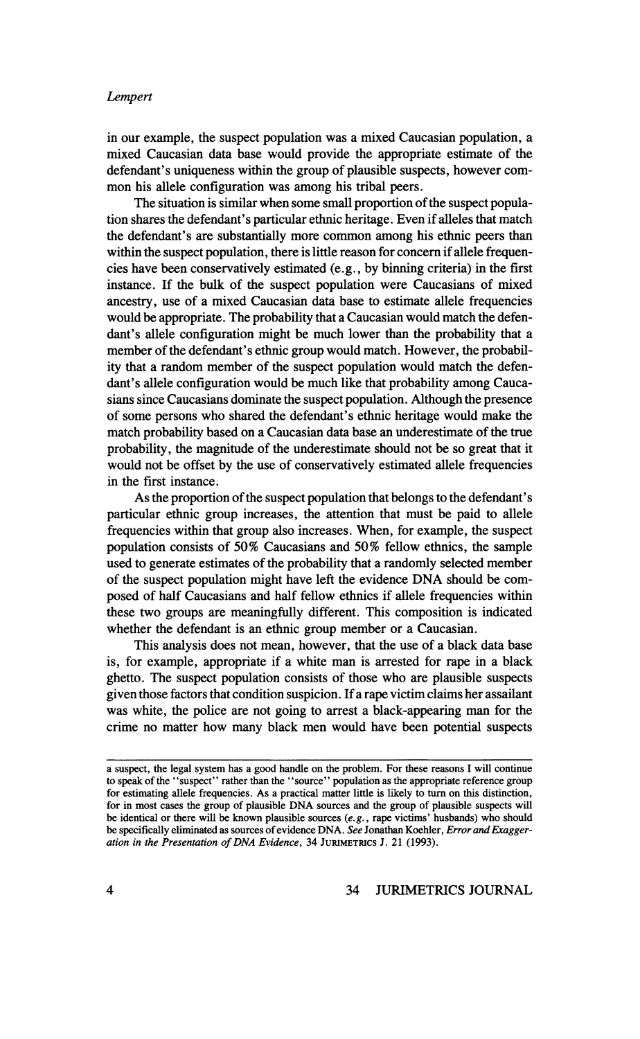in our example, the suspect population was a mixed Caucasian population, a mixed Caucasian data base would provide the appropriate estimate of the defendant's uniqueness within the group of plausible suspects, however common his allele configuration was among his tribal peers.

The situation is similar when some small proportion of the suspect population shares the defendant's particular ethnic heritage. Even if alleles that match the defendant's are substantially more common among his ethnic peers than within the suspect population, there is little reason for concern if allele frequencies have been conservatively estimated (e.g., by binning criteria) in the first instance. If the bulk of the suspect population were Caucasians of mixed ancestry, use of a mixed Caucasian data base to estimate allele frequencies would be appropriate. The probability that a Caucasian would match the defendant's allele configuration might be much lower than the probability that a member of the defendant's ethnic group would match. However, the probability that a random member of the suspect population would match the defendant's allele configuration would be much like that probability among Caucasians since Caucasians dominate the suspect population. Although the presence of some persons who shared the defendant's ethnic heritage would make the match probability based on a Caucasian data base an underestimate of the true probability, the magnitude of the underestimate should not be so great that it would not be offset by the use of conservatively estimated allele frequencies in the first instance.

As the proportion of the suspect population that belongs to the defendant's particular ethnic group increases, the attention that must be paid to allele frequencies within that group also increases. When, for example, the suspect population consists of 50% Caucasians and 50% fellow ethnics, the sample used to generate estimates of the probability that a randomly selected member of the suspect population might have left the evidence DNA should be composed of half Caucasians and half fellow ethnics if allele frequencies within these two groups are meaningfully different. This composition is indicated whether the defendant is an ethnic group member or a Caucasian.

This analysis does not mean, however, that the use of a black data base is, for example, appropriate if a white man is arrested for rape in a black ghetto. The suspect population consists of those who are plausible suspects given those factors that condition suspicion. If a rape victim claims her assailant was white, the police are not going to arrest a black-appearing man for the crime no matter how many black men would have been potential suspects

---

a suspect, the legal system has a good handle on the problem. For these reasons I will continue to speak of the "suspect" rather than the "source" population as the appropriate reference group for estimating allele frequencies. As a practical matter little is likely to turn on this distinction, for in most cases the group of plausible DNA sources and the group of plausible suspects will be identical or there will be known plausible sources (*e.g.*, rape victims' husbands) who should be specifically eliminated as sources of evidence DNA. *See* Jonathan Koehler, *Error and Exaggeration in the Presentation of DNA Evidence*, 34 JURIMETRICS J. 21 (1993).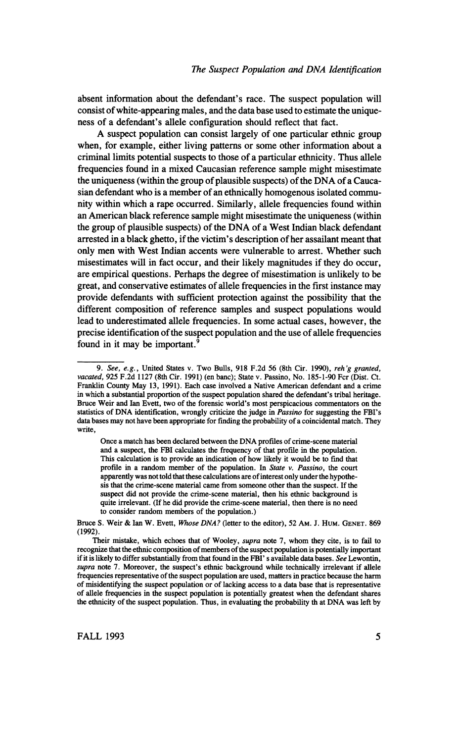absent information about the defendant's race. The suspect population will consist of white-appearing males, and the data base used to estimate the uniqueness of a defendant's allele configuration should reflect that fact.

A suspect population can consist largely of one particular ethnic group when, for example, either living patterns or some other information about a criminal limits potential suspects to those of a particular ethnicity. Thus allele frequencies found in a mixed Caucasian reference sample might misestimate the uniqueness (within the group of plausible suspects) of the DNA of a Caucasian defendant who is a member of an ethnically homogenous isolated community within which a rape occurred. Similarly, allele frequencies found within an American black reference sample might misestimate the uniqueness (within the group of plausible suspects) of the DNA of a West Indian black defendant arrested in a black ghetto, if the victim's description of her assailant meant that only men with West Indian accents were vulnerable to arrest. Whether such misestimates will in fact occur, and their likely magnitudes if they do occur, are empirical questions. Perhaps the degree of misestimation is unlikely to be great, and conservative estimates of allele frequencies in the first instance may provide defendants with sufficient protection against the possibility that the different composition of reference samples and suspect populations would lead to underestimated allele frequencies. In some actual cases, however, the precise identification of the suspect population and the use of allele frequencies found in it may be important.[9]

---

9. *See, e.g.*, United States v. Two Bulls, 918 F.2d 56 (8th Cir. 1990), *reh'g granted, vacated*, 925 F.2d 1127 (8th Cir. 1991) (en banc); State v. Passino, No. 185-1-90 Fcr (Dist. Ct. Franklin County May 13, 1991). Each case involved a Native American defendant and a crime in which a substantial proportion of the suspect population shared the defendant's tribal heritage. Bruce Weir and Ian Evett, two of the forensic world's most perspicacious commentators on the statistics of DNA identification, wrongly criticize the judge in *Passino* for suggesting the FBI's data bases may not have been appropriate for finding the probability of a coincidental match. They write,

> Once a match has been declared between the DNA profiles of crime-scene material and a suspect, the FBI calculates the frequency of that profile in the population. This calculation is to provide an indication of how likely it would be to find that profile in a random member of the population. In *State v. Passino*, the court apparently was not told that these calculations are of interest only under the hypothesis that the crime-scene material came from someone other than the suspect. If the suspect did not provide the crime-scene material, then his ethnic background is quite irrelevant. (If he did provide the crime-scene material, then there is no need to consider random members of the population.)

Bruce S. Weir & Ian W. Evett, *Whose DNA?* (letter to the editor), 52 AM. J. HUM. GENET. 869 (1992).

Their mistake, which echoes that of Wooley, *supra* note 7, whom they cite, is to fail to recognize that the ethnic composition of members of the suspect population is potentially important if it is likely to differ substantially from that found in the FBI's available data bases. *See* Lewontin, *supra* note 7. Moreover, the suspect's ethnic background while technically irrelevant if allele frequencies representative of the suspect population are used, matters in practice because the harm of misidentifying the suspect population or of lacking access to a data base that is representative of allele frequencies in the suspect population is potentially greatest when the defendant shares the ethnicity of the suspect population. Thus, in evaluating the probability that DNA was left by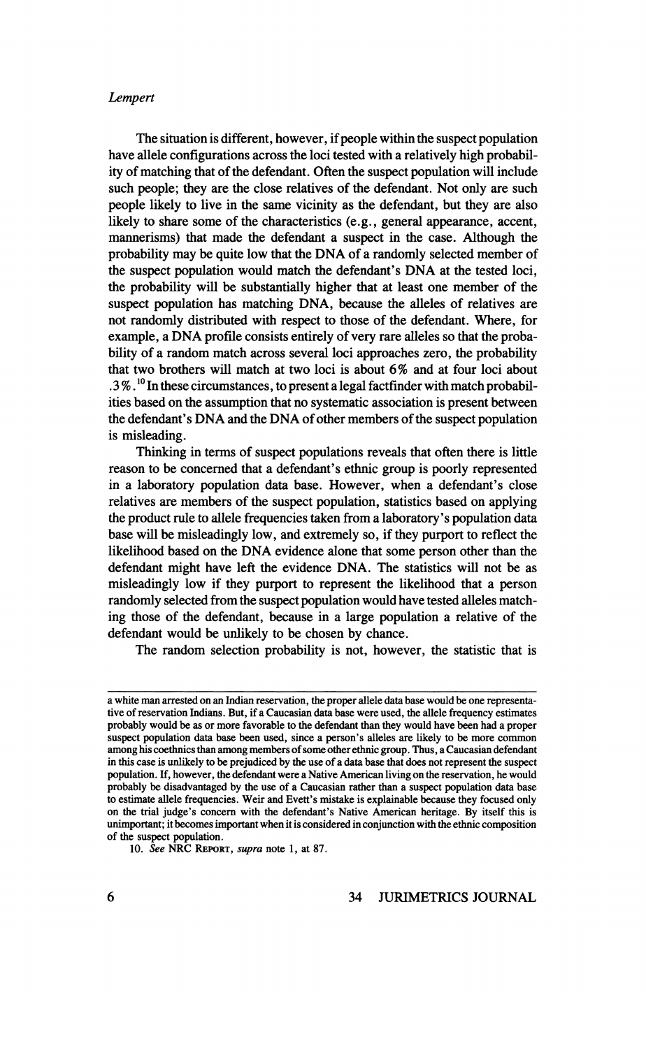The situation is different, however, if people within the suspect population have allele configurations across the loci tested with a relatively high probability of matching that of the defendant. Often the suspect population will include such people; they are the close relatives of the defendant. Not only are such people likely to live in the same vicinity as the defendant, but they are also likely to share some of the characteristics (e.g., general appearance, accent, mannerisms) that made the defendant a suspect in the case. Although the probability may be quite low that the DNA of a randomly selected member of the suspect population would match the defendant's DNA at the tested loci, the probability will be substantially higher that at least one member of the suspect population has matching DNA, because the alleles of relatives are not randomly distributed with respect to those of the defendant. Where, for example, a DNA profile consists entirely of very rare alleles so that the probability of a random match across several loci approaches zero, the probability that two brothers will match at two loci is about 6% and at four loci about .3%.[10] In these circumstances, to present a legal factfinder with match probabilities based on the assumption that no systematic association is present between the defendant's DNA and the DNA of other members of the suspect population is misleading.

Thinking in terms of suspect populations reveals that often there is little reason to be concerned that a defendant's ethnic group is poorly represented in a laboratory population data base. However, when a defendant's close relatives are members of the suspect population, statistics based on applying the product rule to allele frequencies taken from a laboratory's population data base will be misleadingly low, and extremely so, if they purport to reflect the likelihood based on the DNA evidence alone that some person other than the defendant might have left the evidence DNA. The statistics will not be as misleadingly low if they purport to represent the likelihood that a person randomly selected from the suspect population would have tested alleles matching those of the defendant, because in a large population a relative of the defendant would be unlikely to be chosen by chance.

The random selection probability is not, however, the statistic that is

---

a white man arrested on an Indian reservation, the proper allele data base would be one representative of reservation Indians. But, if a Caucasian data base were used, the allele frequency estimates probably would be as or more favorable to the defendant than they would have been had a proper suspect population data base been used, since a person's alleles are likely to be more common among his coethnics than among members of some other ethnic group. Thus, a Caucasian defendant in this case is unlikely to be prejudiced by the use of a data base that does not represent the suspect population. If, however, the defendant were a Native American living on the reservation, he would probably be disadvantaged by the use of a Caucasian rather than a suspect population data base to estimate allele frequencies. Weir and Evett's mistake is explainable because they focused only on the trial judge's concern with the defendant's Native American heritage. By itself this is unimportant; it becomes important when it is considered in conjunction with the ethnic composition of the suspect population.

10. *See* NRC REPORT, *supra* note 1, at 87.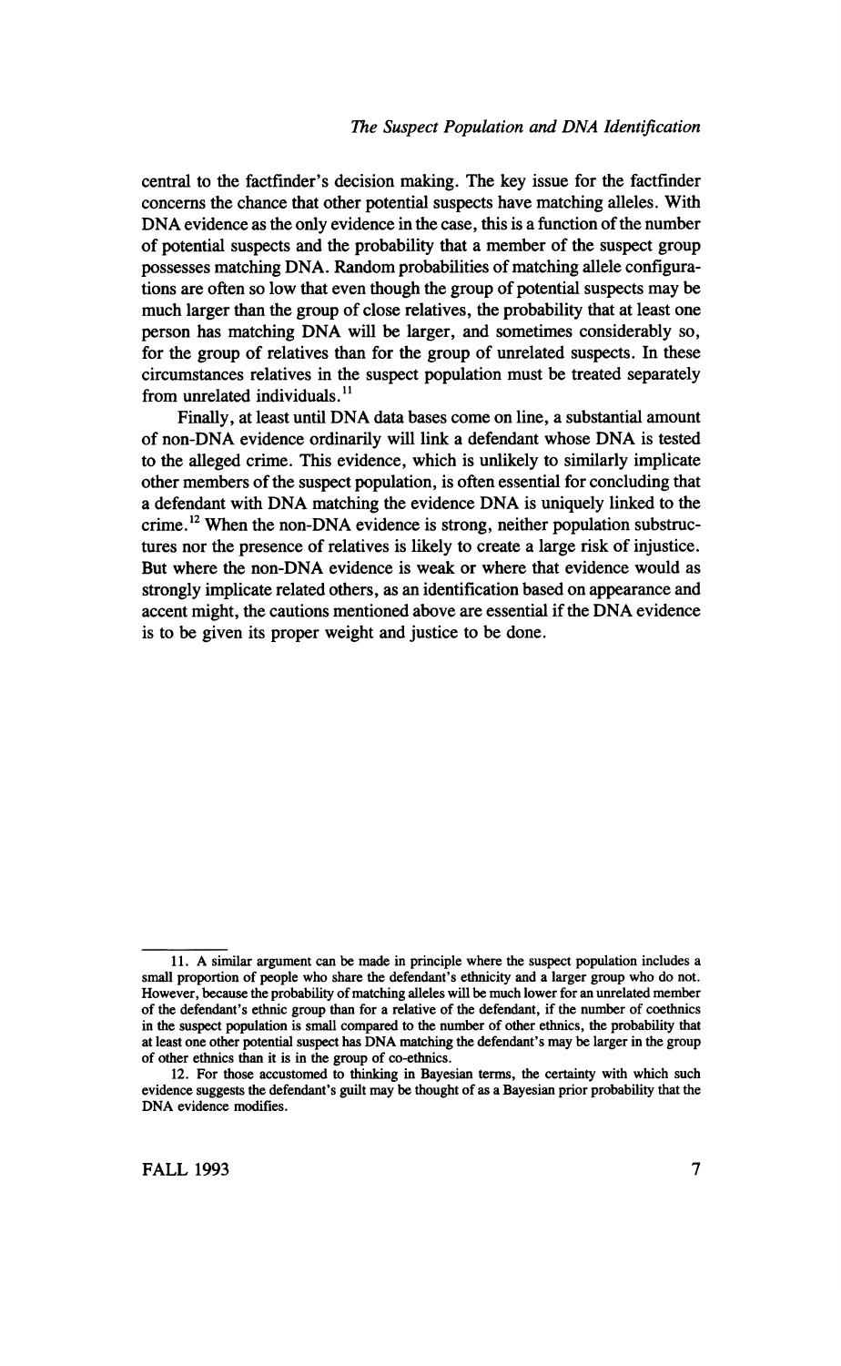central to the factfinder's decision making. The key issue for the factfinder concerns the chance that other potential suspects have matching alleles. With DNA evidence as the only evidence in the case, this is a function of the number of potential suspects and the probability that a member of the suspect group possesses matching DNA. Random probabilities of matching allele configurations are often so low that even though the group of potential suspects may be much larger than the group of close relatives, the probability that at least one person has matching DNA will be larger, and sometimes considerably so, for the group of relatives than for the group of unrelated suspects. In these circumstances relatives in the suspect population must be treated separately from unrelated individuals.[11]

Finally, at least until DNA data bases come on line, a substantial amount of non-DNA evidence ordinarily will link a defendant whose DNA is tested to the alleged crime. This evidence, which is unlikely to similarly implicate other members of the suspect population, is often essential for concluding that a defendant with DNA matching the evidence DNA is uniquely linked to the crime.[12] When the non-DNA evidence is strong, neither population substructures nor the presence of relatives is likely to create a large risk of injustice. But where the non-DNA evidence is weak or where that evidence would as strongly implicate related others, as an identification based on appearance and accent might, the cautions mentioned above are essential if the DNA evidence is to be given its proper weight and justice to be done.

---

11. A similar argument can be made in principle where the suspect population includes a small proportion of people who share the defendant's ethnicity and a larger group who do not. However, because the probability of matching alleles will be much lower for an unrelated member of the defendant's ethnic group than for a relative of the defendant, if the number of coethnics in the suspect population is small compared to the number of other ethnics, the probability that at least one other potential suspect has DNA matching the defendant's may be larger in the group of other ethnics than it is in the group of co-ethnics.

12. For those accustomed to thinking in Bayesian terms, the certainty with which such evidence suggests the defendant's guilt may be thought of as a Bayesian prior probability that the DNA evidence modifies.